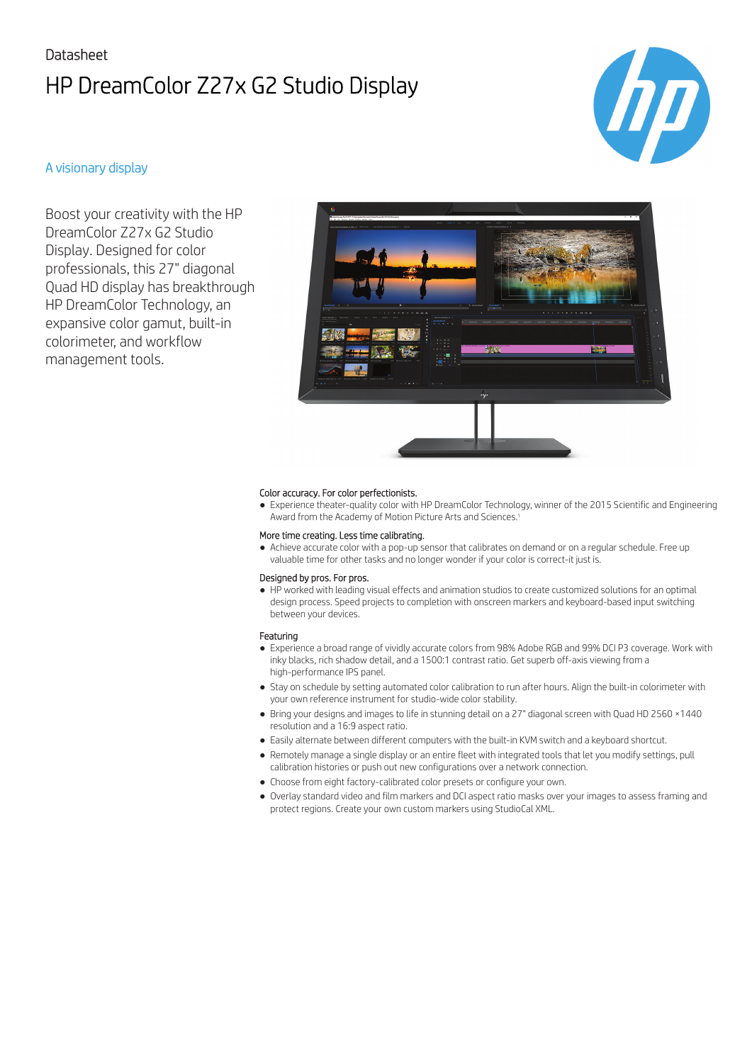Datasheet

# HP DreamColor Z27x G2 Studio Display

## A visionary display

Boost your creativity with the HP DreamColor Z27x G2 Studio Display. Designed for color professionals, this 27" diagonal Quad HD display has breakthrough HP DreamColor Technology, an expansive color gamut, built-in colorimeter, and workflow management tools.

### Color accuracy. For color perfectionists.

- Experience theater-quality color with HP DreamColor Technology, winner of the 2015 Scientific and Engineering Award from the Academy of Motion Picture Arts and Sciences.[1]

### More time creating. Less time calibrating.

- Achieve accurate color with a pop-up sensor that calibrates on demand or on a regular schedule. Free up valuable time for other tasks and no longer wonder if your color is correct-it just is.

### Designed by pros. For pros.

- HP worked with leading visual effects and animation studios to create customized solutions for an optimal design process. Speed projects to completion with onscreen markers and keyboard-based input switching between your devices.

### Featuring

- Experience a broad range of vividly accurate colors from 98% Adobe RGB and 99% DCI P3 coverage. Work with inky blacks, rich shadow detail, and a 1500:1 contrast ratio. Get superb off-axis viewing from a high-performance IPS panel.
- Stay on schedule by setting automated color calibration to run after hours. Align the built-in colorimeter with your own reference instrument for studio-wide color stability.
- Bring your designs and images to life in stunning detail on a 27" diagonal screen with Quad HD 2560 ×1440 resolution and a 16:9 aspect ratio.
- Easily alternate between different computers with the built-in KVM switch and a keyboard shortcut.
- Remotely manage a single display or an entire fleet with integrated tools that let you modify settings, pull calibration histories or push out new configurations over a network connection.
- Choose from eight factory-calibrated color presets or configure your own.
- Overlay standard video and film markers and DCI aspect ratio masks over your images to assess framing and protect regions. Create your own custom markers using StudioCal XML.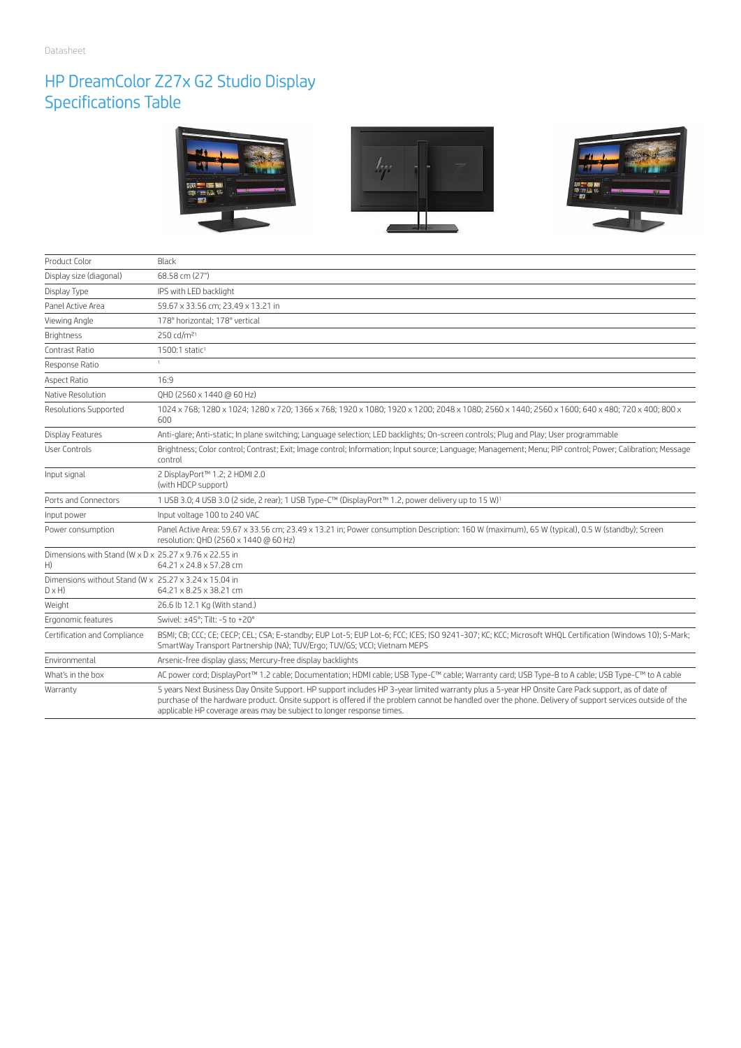Datasheet

# HP DreamColor Z27x G2 Studio Display Specifications Table

| | |
|---|---|
| Product Color | Black |
| Display size (diagonal) | 68.58 cm (27") |
| Display Type | IPS with LED backlight |
| Panel Active Area | 59.67 x 33.56 cm; 23.49 x 13.21 in |
| Viewing Angle | 178° horizontal; 178° vertical |
| Brightness | 250 cd/m²[1] |
| Contrast Ratio | 1500:1 static[1] |
| Response Ratio | [1] |
| Aspect Ratio | 16:9 |
| Native Resolution | QHD (2560 x 1440 @ 60 Hz) |
| Resolutions Supported | 1024 x 768; 1280 x 1024; 1280 x 720; 1366 x 768; 1920 x 1080; 1920 x 1200; 2048 x 1080; 2560 x 1440; 2560 x 1600; 640 x 480; 720 x 400; 800 x 600 |
| Display Features | Anti-glare; Anti-static; In plane switching; Language selection; LED backlights; On-screen controls; Plug and Play; User programmable |
| User Controls | Brightness; Color control; Contrast; Exit; Image control; Information; Input source; Language; Management; Menu; PIP control; Power; Calibration; Message control |
| Input signal | 2 DisplayPort™ 1.2; 2 HDMI 2.0 (with HDCP support) |
| Ports and Connectors | 1 USB 3.0; 4 USB 3.0 (2 side, 2 rear); 1 USB Type-C™ (DisplayPort™ 1.2, power delivery up to 15 W)[1] |
| Input power | Input voltage 100 to 240 VAC |
| Power consumption | Panel Active Area: 59.67 x 33.56 cm; 23.49 x 13.21 in; Power consumption Description: 160 W (maximum), 65 W (typical), 0.5 W (standby); Screen resolution: QHD (2560 x 1440 @ 60 Hz) |
| Dimensions with Stand (W x D x H) | 25.27 x 9.76 x 22.55 in<br>64.21 x 24.8 x 57.28 cm |
| Dimensions without Stand (W x D x H) | 25.27 x 3.24 x 15.04 in<br>64.21 x 8.25 x 38.21 cm |
| Weight | 26.6 lb 12.1 Kg (With stand.) |
| Ergonomic features | Swivel: ±45°; Tilt: -5 to +20° |
| Certification and Compliance | BSMI; CB; CCC; CE; CECP; CEL; CSA; E-standby; EUP Lot-5; EUP Lot-6; FCC; ICES; ISO 9241-307; KC; KCC; Microsoft WHQL Certification (Windows 10); S-Mark; SmartWay Transport Partnership (NA); TUV/Ergo; TUV/GS; VCCI; Vietnam MEPS |
| Environmental | Arsenic-free display glass; Mercury-free display backlights |
| What's in the box | AC power cord; DisplayPort™ 1.2 cable; Documentation; HDMI cable; USB Type-C™ cable; Warranty card; USB Type-B to A cable; USB Type-C™ to A cable |
| Warranty | 5 years Next Business Day Onsite Support. HP support includes HP 3-year limited warranty plus a 5-year HP Onsite Care Pack support, as of date of purchase of the hardware product. Onsite support is offered if the problem cannot be handled over the phone. Delivery of support services outside of the applicable HP coverage areas may be subject to longer response times. |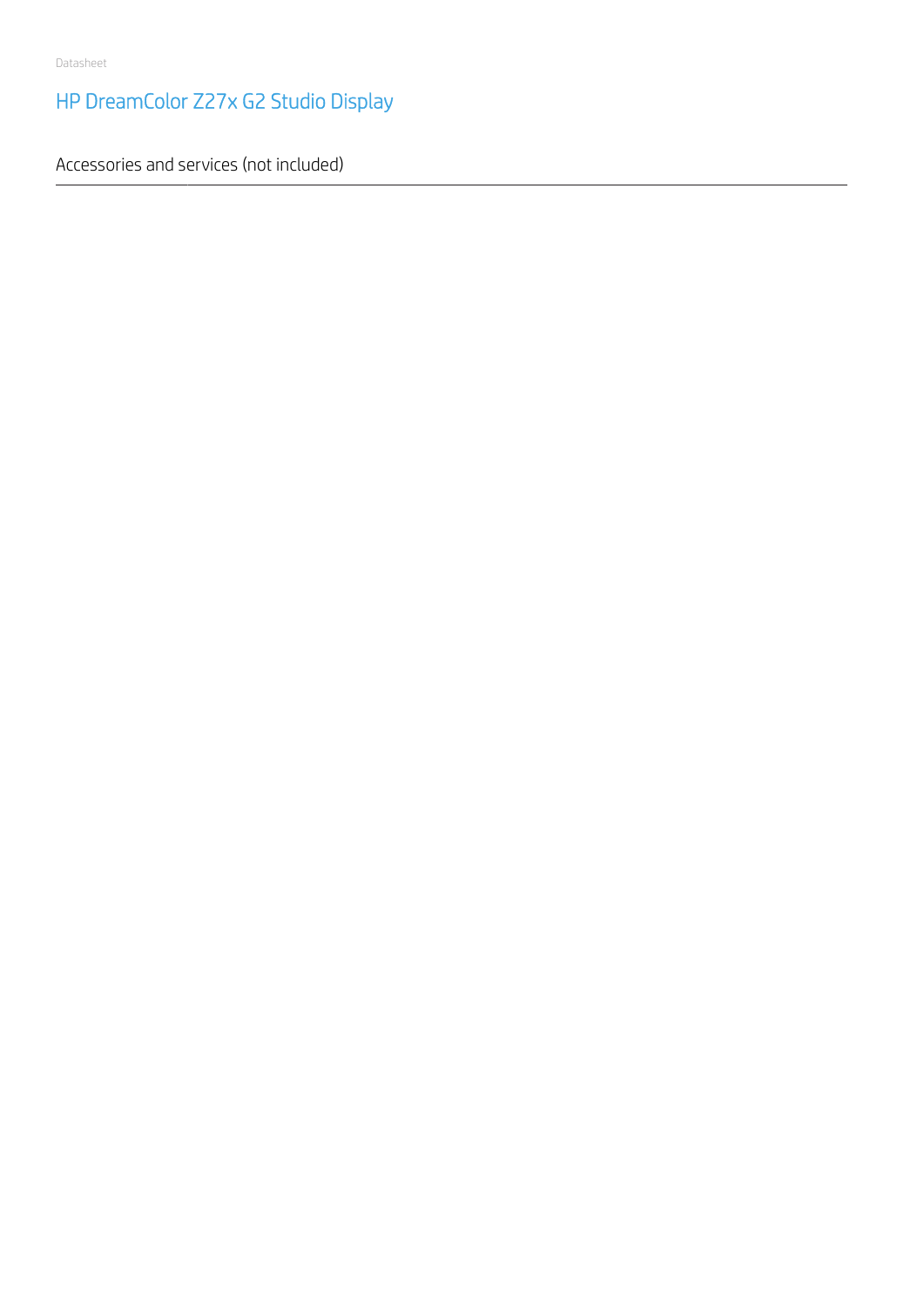# HP DreamColor Z27x G2 Studio Display

## Accessories and services (not included)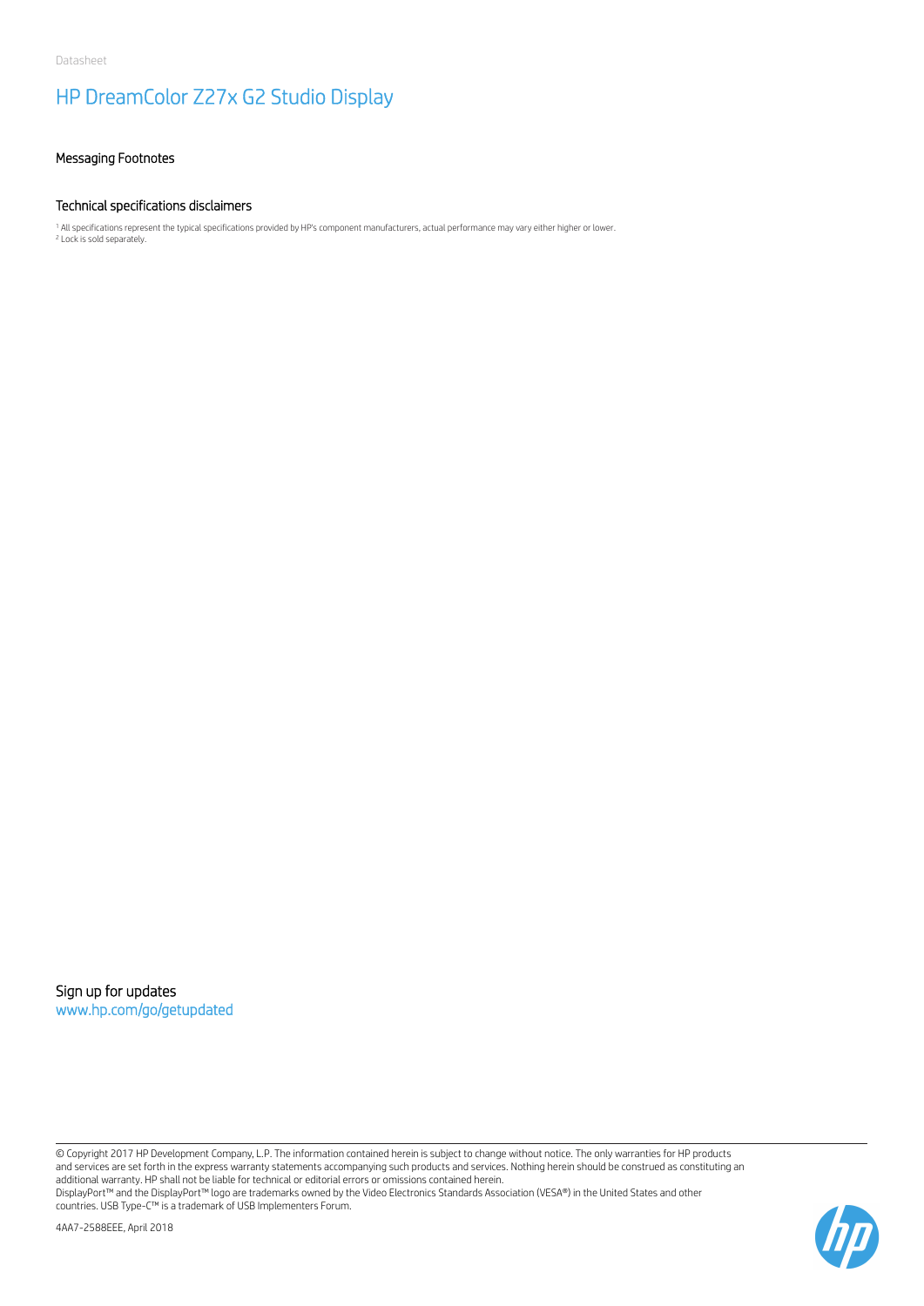# HP DreamColor Z27x G2 Studio Display

## Messaging Footnotes

## Technical specifications disclaimers

[1] All specifications represent the typical specifications provided by HP's component manufacturers, actual performance may vary either higher or lower.
[2] Lock is sold separately.

Sign up for updates
www.hp.com/go/getupdated

© Copyright 2017 HP Development Company, L.P. The information contained herein is subject to change without notice. The only warranties for HP products and services are set forth in the express warranty statements accompanying such products and services. Nothing herein should be construed as constituting an additional warranty. HP shall not be liable for technical or editorial errors or omissions contained herein.
DisplayPort™ and the DisplayPort™ logo are trademarks owned by the Video Electronics Standards Association (VESA®) in the United States and other countries. USB Type-C™ is a trademark of USB Implementers Forum.

4AA7-2588EEE, April 2018